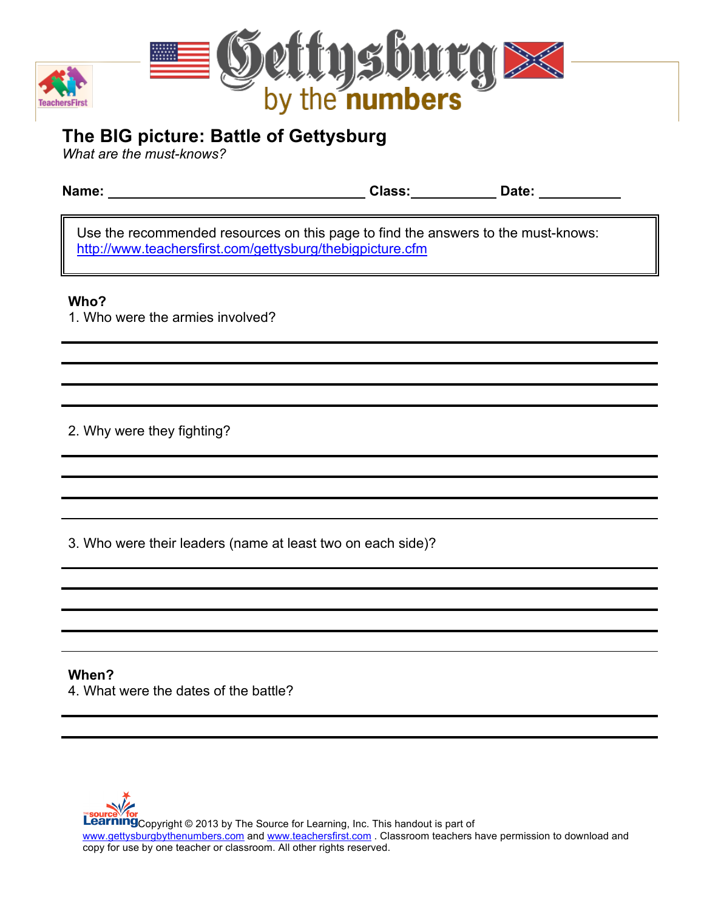# Gettysburg by the numbers

## The BIG picture: Battle of Gettysburg

*What are the must-knows?*

**Name:** ______________________________ **Class:** __________ **Date:** __________

Use the recommended resources on this page to find the answers to the must-knows:
http://www.teachersfirst.com/gettysburg/thebigpicture.cfm

**Who?**

1. Who were the armies involved?

______________________________________________________________________

______________________________________________________________________

______________________________________________________________________

______________________________________________________________________

2. Why were they fighting?

______________________________________________________________________

______________________________________________________________________

______________________________________________________________________

______________________________________________________________________

3. Who were their leaders (name at least two on each side)?

______________________________________________________________________

______________________________________________________________________

______________________________________________________________________

______________________________________________________________________

______________________________________________________________________

**When?**

4. What were the dates of the battle?

______________________________________________________________________

______________________________________________________________________

Copyright © 2013 by The Source for Learning, Inc. This handout is part of www.gettysburgbythenumbers.com and www.teachersfirst.com . Classroom teachers have permission to download and copy for use by one teacher or classroom. All other rights reserved.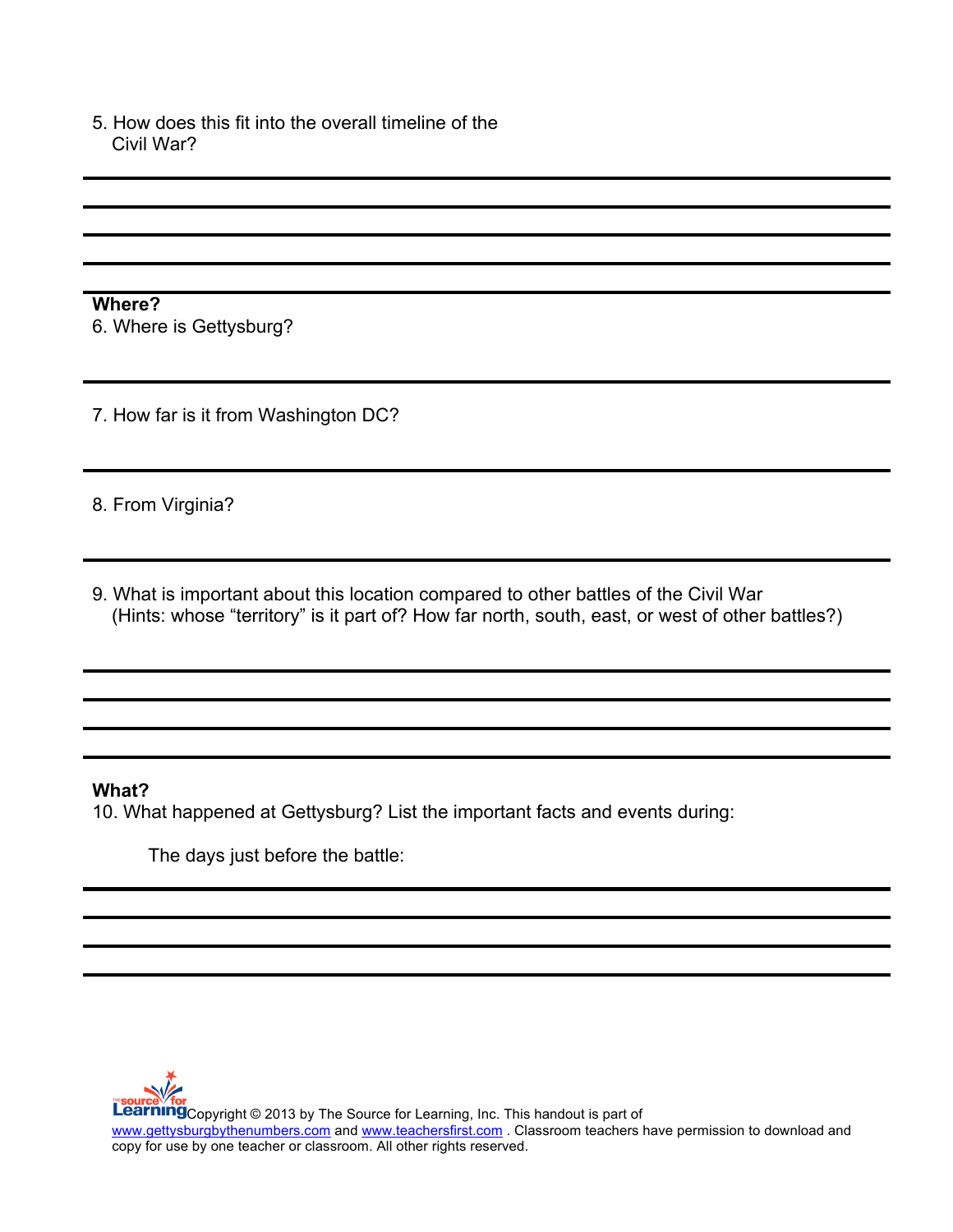5. How does this fit into the overall timeline of the Civil War?

**Where?**

6. Where is Gettysburg?

7. How far is it from Washington DC?

8. From Virginia?

9. What is important about this location compared to other battles of the Civil War (Hints: whose "territory" is it part of? How far north, south, east, or west of other battles?)

**What?**

10. What happened at Gettysburg? List the important facts and events during:

 The days just before the battle:

Copyright © 2013 by The Source for Learning, Inc. This handout is part of www.gettysburgbythenumbers.com and www.teachersfirst.com . Classroom teachers have permission to download and copy for use by one teacher or classroom. All other rights reserved.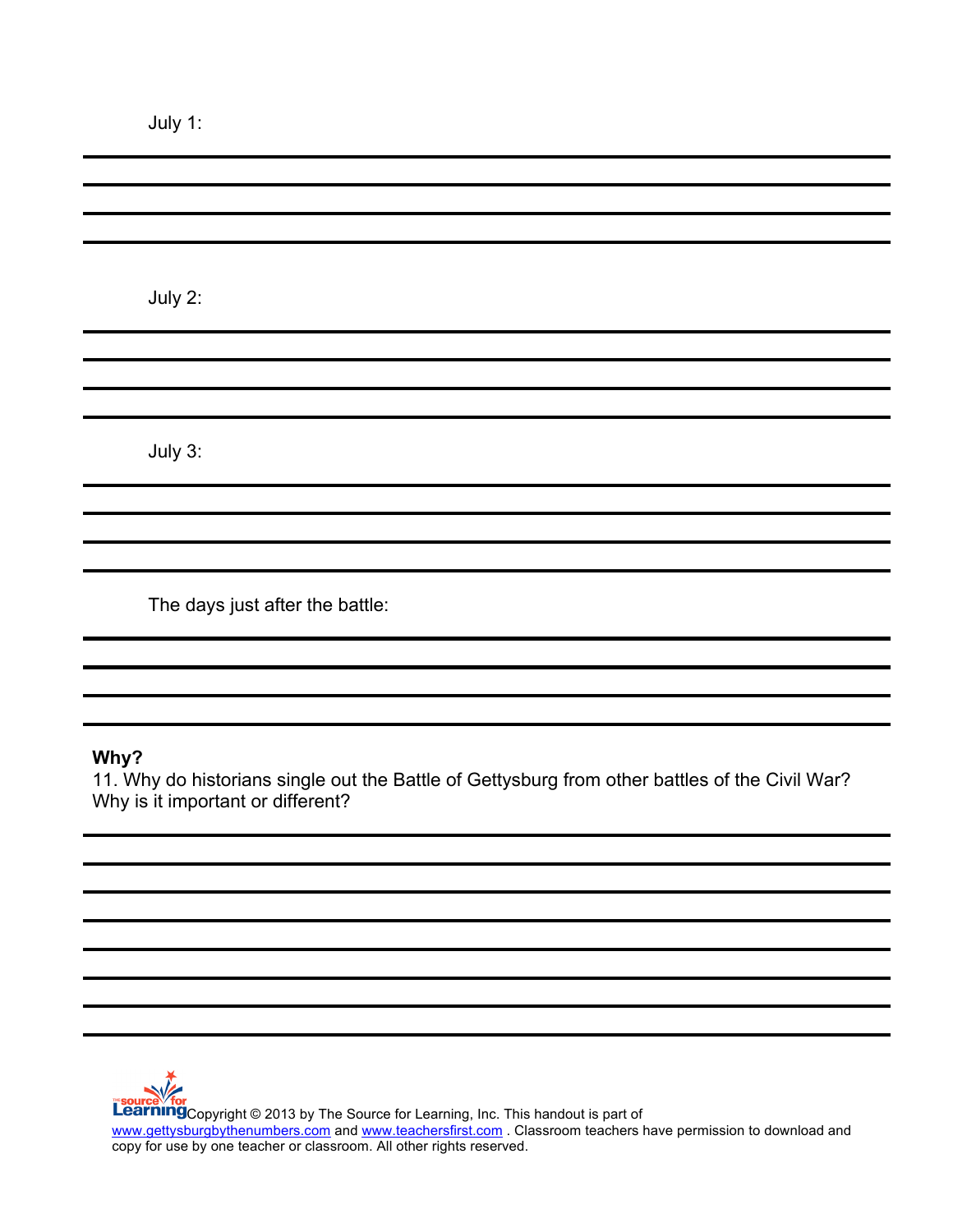July 1:

July 2:

July 3:

The days just after the battle:

**Why?**

11. Why do historians single out the Battle of Gettysburg from other battles of the Civil War? Why is it important or different?

Copyright © 2013 by The Source for Learning, Inc. This handout is part of www.gettysburgbythenumbers.com and www.teachersfirst.com . Classroom teachers have permission to download and copy for use by one teacher or classroom. All other rights reserved.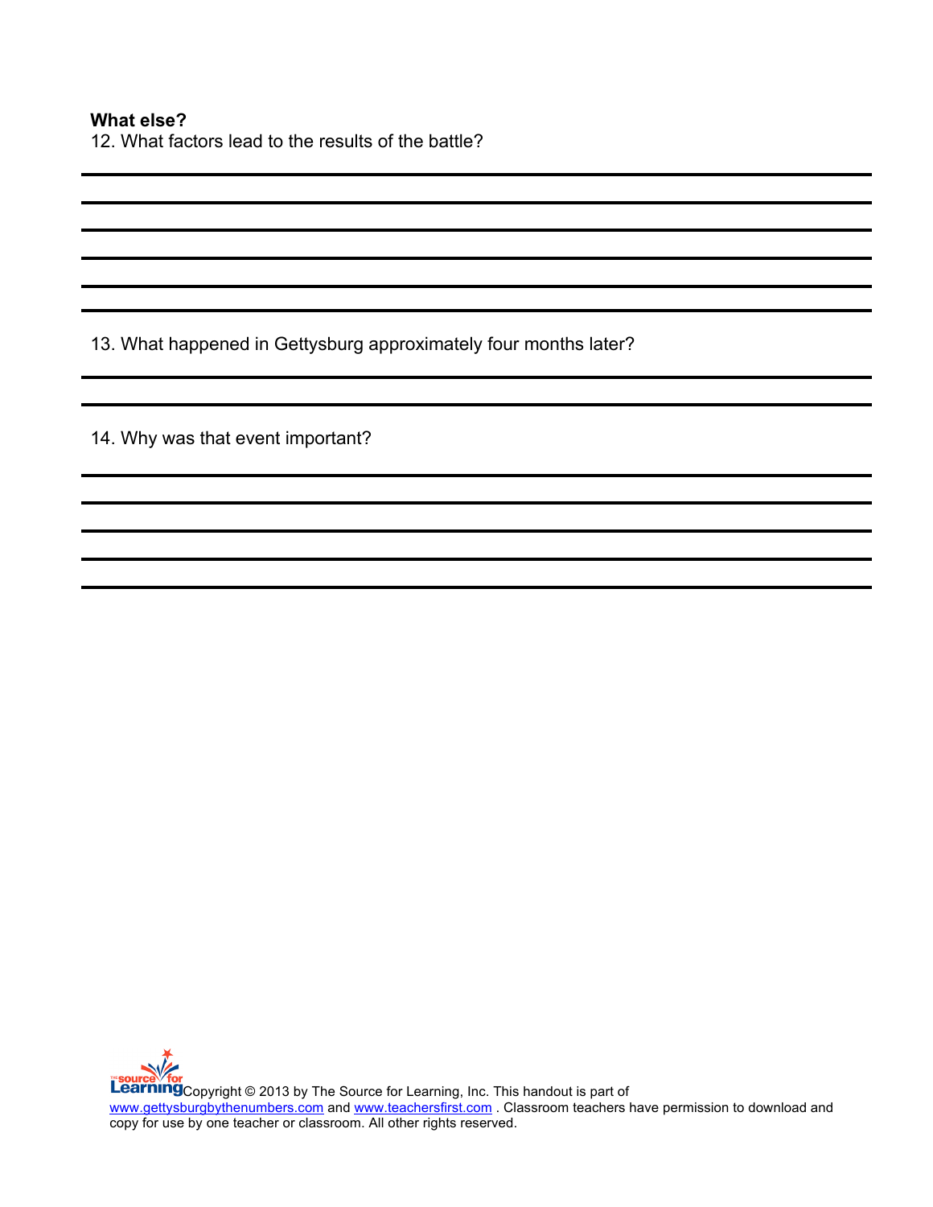**What else?**

12. What factors lead to the results of the battle?

13. What happened in Gettysburg approximately four months later?

14. Why was that event important?

Copyright © 2013 by The Source for Learning, Inc. This handout is part of www.gettysburgbythenumbers.com and www.teachersfirst.com . Classroom teachers have permission to download and copy for use by one teacher or classroom. All other rights reserved.